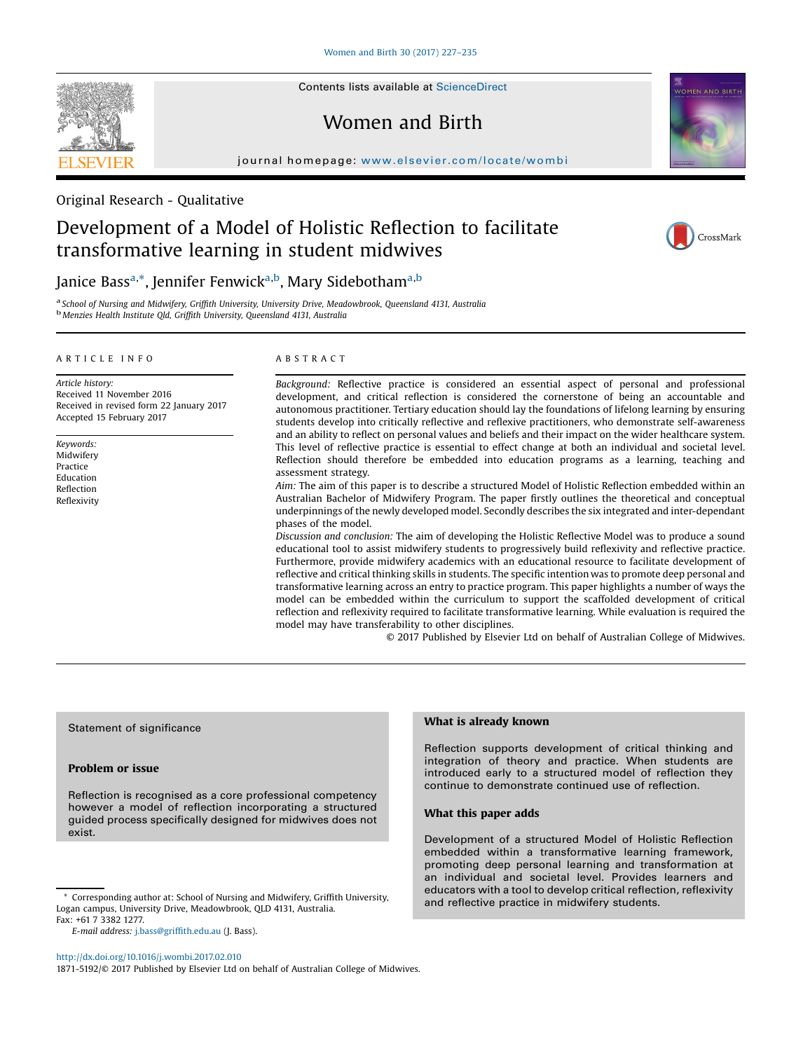Contents lists available at ScienceDirect

Women and Birth

journal homepage: www.elsevier.com/locate/wombi

Original Research - Qualitative

# Development of a Model of Holistic Reflection to facilitate transformative learning in student midwives

Janice Bass[a,*], Jennifer Fenwick[a,b], Mary Sidebotham[a,b]

[a] School of Nursing and Midwifery, Griffith University, University Drive, Meadowbrook, Queensland 4131, Australia
[b] Menzies Health Institute Qld, Griffith University, Queensland 4131, Australia

ARTICLE INFO

*Article history:*
Received 11 November 2016
Received in revised form 22 January 2017
Accepted 15 February 2017

*Keywords:*
Midwifery
Practice
Education
Reflection
Reflexivity

ABSTRACT

*Background:* Reflective practice is considered an essential aspect of personal and professional development, and critical reflection is considered the cornerstone of being an accountable and autonomous practitioner. Tertiary education should lay the foundations of lifelong learning by ensuring students develop into critically reflective and reflexive practitioners, who demonstrate self-awareness and an ability to reflect on personal values and beliefs and their impact on the wider healthcare system. This level of reflective practice is essential to effect change at both an individual and societal level. Reflection should therefore be embedded into education programs as a learning, teaching and assessment strategy.

*Aim:* The aim of this paper is to describe a structured Model of Holistic Reflection embedded within an Australian Bachelor of Midwifery Program. The paper firstly outlines the theoretical and conceptual underpinnings of the newly developed model. Secondly describes the six integrated and inter-dependant phases of the model.

*Discussion and conclusion:* The aim of developing the Holistic Reflective Model was to produce a sound educational tool to assist midwifery students to progressively build reflexivity and reflective practice. Furthermore, provide midwifery academics with an educational resource to facilitate development of reflective and critical thinking skills in students. The specific intention was to promote deep personal and transformative learning across an entry to practice program. This paper highlights a number of ways the model can be embedded within the curriculum to support the scaffolded development of critical reflection and reflexivity required to facilitate transformative learning. While evaluation is required the model may have transferability to other disciplines.

© 2017 Published by Elsevier Ltd on behalf of Australian College of Midwives.

Statement of significance

**Problem or issue**

Reflection is recognised as a core professional competency however a model of reflection incorporating a structured guided process specifically designed for midwives does not exist.

**What is already known**

Reflection supports development of critical thinking and integration of theory and practice. When students are introduced early to a structured model of reflection they continue to demonstrate continued use of reflection.

**What this paper adds**

Development of a structured Model of Holistic Reflection embedded within a transformative learning framework, promoting deep personal learning and transformation at an individual and societal level. Provides learners and educators with a tool to develop critical reflection, reflexivity and reflective practice in midwifery students.

\* Corresponding author at: School of Nursing and Midwifery, Griffith University, Logan campus, University Drive, Meadowbrook, QLD 4131, Australia.
Fax: +61 7 3382 1277.
*E-mail address:* j.bass@griffith.edu.au (J. Bass).

http://dx.doi.org/10.1016/j.wombi.2017.02.010
1871-5192/© 2017 Published by Elsevier Ltd on behalf of Australian College of Midwives.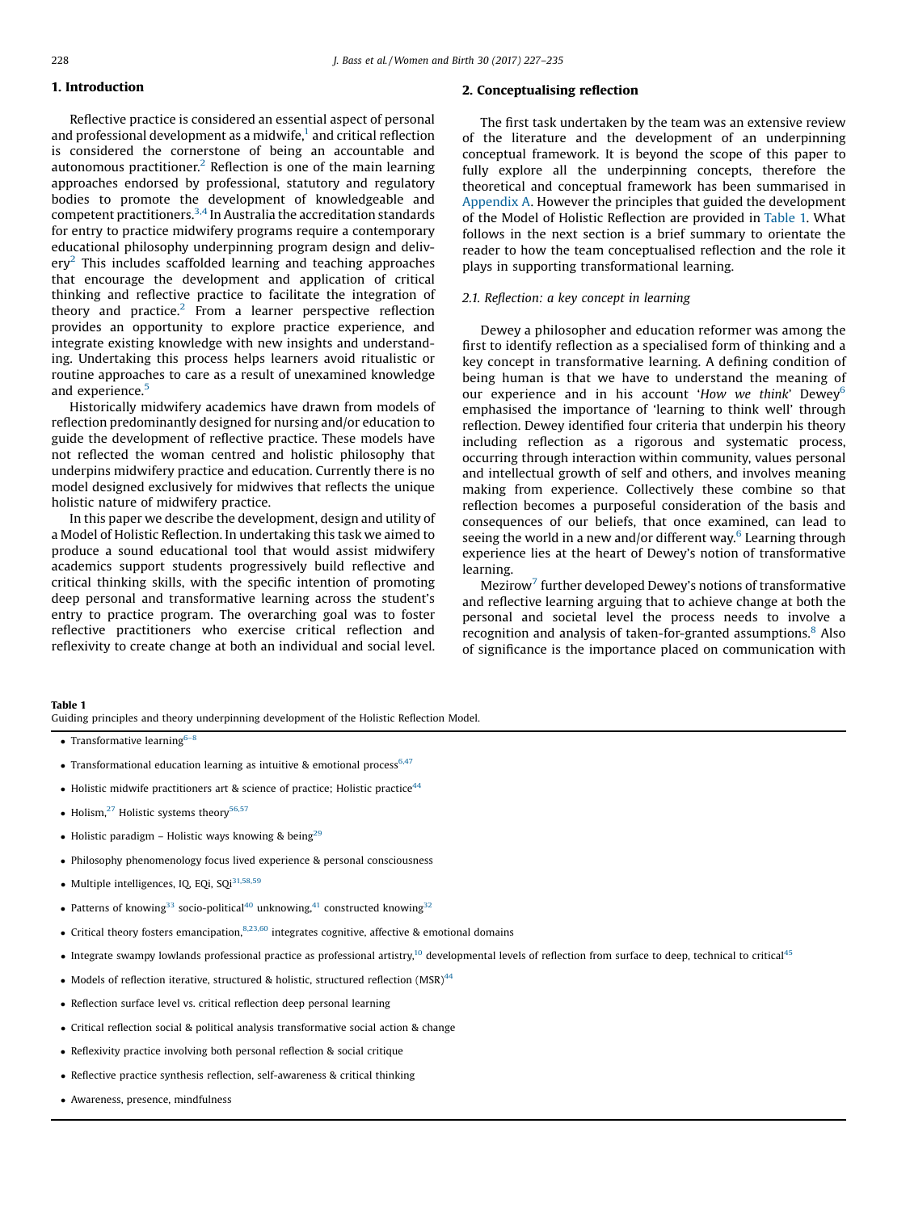## 1. Introduction

Reflective practice is considered an essential aspect of personal and professional development as a midwife,[1] and critical reflection is considered the cornerstone of being an accountable and autonomous practitioner.[2] Reflection is one of the main learning approaches endorsed by professional, statutory and regulatory bodies to promote the development of knowledgeable and competent practitioners.[3,4] In Australia the accreditation standards for entry to practice midwifery programs require a contemporary educational philosophy underpinning program design and delivery[2] This includes scaffolded learning and teaching approaches that encourage the development and application of critical thinking and reflective practice to facilitate the integration of theory and practice.[2] From a learner perspective reflection provides an opportunity to explore practice experience, and integrate existing knowledge with new insights and understanding. Undertaking this process helps learners avoid ritualistic or routine approaches to care as a result of unexamined knowledge and experience.[5]

Historically midwifery academics have drawn from models of reflection predominantly designed for nursing and/or education to guide the development of reflective practice. These models have not reflected the woman centred and holistic philosophy that underpins midwifery practice and education. Currently there is no model designed exclusively for midwives that reflects the unique holistic nature of midwifery practice.

In this paper we describe the development, design and utility of a Model of Holistic Reflection. In undertaking this task we aimed to produce a sound educational tool that would assist midwifery academics support students progressively build reflective and critical thinking skills, with the specific intention of promoting deep personal and transformative learning across the student's entry to practice program. The overarching goal was to foster reflective practitioners who exercise critical reflection and reflexivity to create change at both an individual and social level.

## 2. Conceptualising reflection

The first task undertaken by the team was an extensive review of the literature and the development of an underpinning conceptual framework. It is beyond the scope of this paper to fully explore all the underpinning concepts, therefore the theoretical and conceptual framework has been summarised in Appendix A. However the principles that guided the development of the Model of Holistic Reflection are provided in Table 1. What follows in the next section is a brief summary to orientate the reader to how the team conceptualised reflection and the role it plays in supporting transformational learning.

### 2.1. Reflection: a key concept in learning

Dewey a philosopher and education reformer was among the first to identify reflection as a specialised form of thinking and a key concept in transformative learning. A defining condition of being human is that we have to understand the meaning of our experience and in his account '*How we think*' Dewey[6] emphasised the importance of 'learning to think well' through reflection. Dewey identified four criteria that underpin his theory including reflection as a rigorous and systematic process, occurring through interaction within community, values personal and intellectual growth of self and others, and involves meaning making from experience. Collectively these combine so that reflection becomes a purposeful consideration of the basis and consequences of our beliefs, that once examined, can lead to seeing the world in a new and/or different way.[6] Learning through experience lies at the heart of Dewey's notion of transformative learning.

Mezirow[7] further developed Dewey's notions of transformative and reflective learning arguing that to achieve change at both the personal and societal level the process needs to involve a recognition and analysis of taken-for-granted assumptions.[8] Also of significance is the importance placed on communication with

**Table 1**
Guiding principles and theory underpinning development of the Holistic Reflection Model.

- Transformative learning[6–8]
- Transformational education learning as intuitive & emotional process[6,47]
- Holistic midwife practitioners art & science of practice; Holistic practice[44]
- Holism,[27] Holistic systems theory[56,57]
- Holistic paradigm – Holistic ways knowing & being[29]
- Philosophy phenomenology focus lived experience & personal consciousness
- Multiple intelligences, IQ, EQi, SQi[31,58,59]
- Patterns of knowing[33] socio-political[40] unknowing,[41] constructed knowing[32]
- Critical theory fosters emancipation,[8,23,60] integrates cognitive, affective & emotional domains
- Integrate swampy lowlands professional practice as professional artistry,[10] developmental levels of reflection from surface to deep, technical to critical[45]
- Models of reflection iterative, structured & holistic, structured reflection (MSR)[44]
- Reflection surface level vs. critical reflection deep personal learning
- Critical reflection social & political analysis transformative social action & change
- Reflexivity practice involving both personal reflection & social critique
- Reflective practice synthesis reflection, self-awareness & critical thinking
- Awareness, presence, mindfulness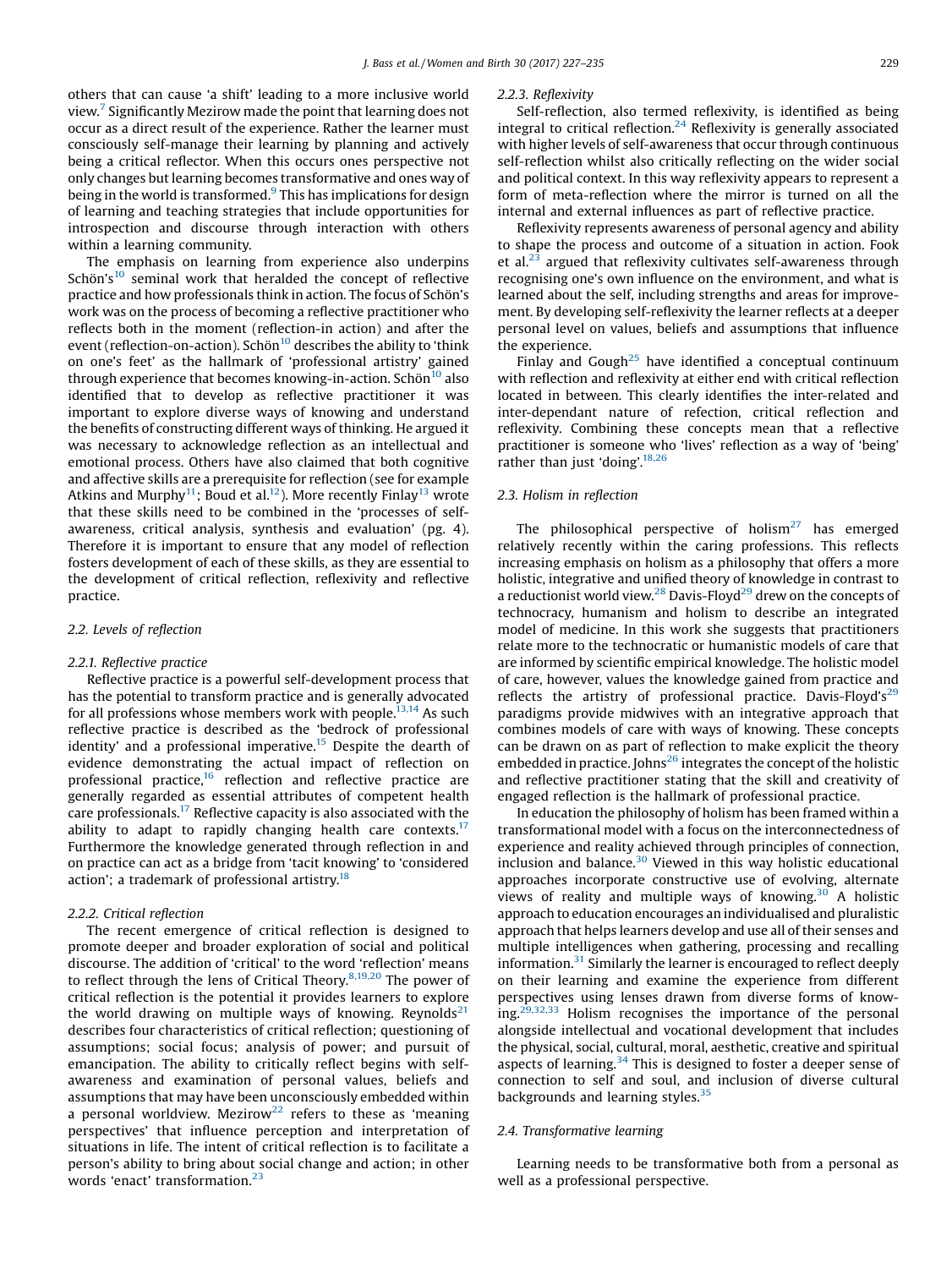others that can cause 'a shift' leading to a more inclusive world view.[7] Significantly Mezirow made the point that learning does not occur as a direct result of the experience. Rather the learner must consciously self-manage their learning by planning and actively being a critical reflector. When this occurs ones perspective not only changes but learning becomes transformative and ones way of being in the world is transformed.[9] This has implications for design of learning and teaching strategies that include opportunities for introspection and discourse through interaction with others within a learning community.

The emphasis on learning from experience also underpins Schön's[10] seminal work that heralded the concept of reflective practice and how professionals think in action. The focus of Schön's work was on the process of becoming a reflective practitioner who reflects both in the moment (reflection-in action) and after the event (reflection-on-action). Schön[10] describes the ability to 'think on one's feet' as the hallmark of 'professional artistry' gained through experience that becomes knowing-in-action. Schön[10] also identified that to develop as reflective practitioner it was important to explore diverse ways of knowing and understand the benefits of constructing different ways of thinking. He argued it was necessary to acknowledge reflection as an intellectual and emotional process. Others have also claimed that both cognitive and affective skills are a prerequisite for reflection (see for example Atkins and Murphy[11]; Boud et al.[12]). More recently Finlay[13] wrote that these skills need to be combined in the 'processes of self-awareness, critical analysis, synthesis and evaluation' (pg. 4). Therefore it is important to ensure that any model of reflection fosters development of each of these skills, as they are essential to the development of critical reflection, reflexivity and reflective practice.

### 2.2. Levels of reflection

#### 2.2.1. Reflective practice

Reflective practice is a powerful self-development process that has the potential to transform practice and is generally advocated for all professions whose members work with people.[13,14] As such reflective practice is described as the 'bedrock of professional identity' and a professional imperative.[15] Despite the dearth of evidence demonstrating the actual impact of reflection on professional practice,[16] reflection and reflective practice are generally regarded as essential attributes of competent health care professionals.[17] Reflective capacity is also associated with the ability to adapt to rapidly changing health care contexts.[17] Furthermore the knowledge generated through reflection in and on practice can act as a bridge from 'tacit knowing' to 'considered action'; a trademark of professional artistry.[18]

#### 2.2.2. Critical reflection

The recent emergence of critical reflection is designed to promote deeper and broader exploration of social and political discourse. The addition of 'critical' to the word 'reflection' means to reflect through the lens of Critical Theory.[8,19,20] The power of critical reflection is the potential it provides learners to explore the world drawing on multiple ways of knowing. Reynolds[21] describes four characteristics of critical reflection; questioning of assumptions; social focus; analysis of power; and pursuit of emancipation. The ability to critically reflect begins with self-awareness and examination of personal values, beliefs and assumptions that may have been unconsciously embedded within a personal worldview. Mezirow[22] refers to these as 'meaning perspectives' that influence perception and interpretation of situations in life. The intent of critical reflection is to facilitate a person's ability to bring about social change and action; in other words 'enact' transformation.[23]

#### 2.2.3. Reflexivity

Self-reflection, also termed reflexivity, is identified as being integral to critical reflection.[24] Reflexivity is generally associated with higher levels of self-awareness that occur through continuous self-reflection whilst also critically reflecting on the wider social and political context. In this way reflexivity appears to represent a form of meta-reflection where the mirror is turned on all the internal and external influences as part of reflective practice.

Reflexivity represents awareness of personal agency and ability to shape the process and outcome of a situation in action. Fook et al.[23] argued that reflexivity cultivates self-awareness through recognising one's own influence on the environment, and what is learned about the self, including strengths and areas for improvement. By developing self-reflexivity the learner reflects at a deeper personal level on values, beliefs and assumptions that influence the experience.

Finlay and Gough[25] have identified a conceptual continuum with reflection and reflexivity at either end with critical reflection located in between. This clearly identifies the inter-related and inter-dependant nature of refection, critical reflection and reflexivity. Combining these concepts mean that a reflective practitioner is someone who 'lives' reflection as a way of 'being' rather than just 'doing'.[18,26]

### 2.3. Holism in reflection

The philosophical perspective of holism[27] has emerged relatively recently within the caring professions. This reflects increasing emphasis on holism as a philosophy that offers a more holistic, integrative and unified theory of knowledge in contrast to a reductionist world view.[28] Davis-Floyd[29] drew on the concepts of technocracy, humanism and holism to describe an integrated model of medicine. In this work she suggests that practitioners relate more to the technocratic or humanistic models of care that are informed by scientific empirical knowledge. The holistic model of care, however, values the knowledge gained from practice and reflects the artistry of professional practice. Davis-Floyd's[29] paradigms provide midwives with an integrative approach that combines models of care with ways of knowing. These concepts can be drawn on as part of reflection to make explicit the theory embedded in practice. Johns[26] integrates the concept of the holistic and reflective practitioner stating that the skill and creativity of engaged reflection is the hallmark of professional practice.

In education the philosophy of holism has been framed within a transformational model with a focus on the interconnectedness of experience and reality achieved through principles of connection, inclusion and balance.[30] Viewed in this way holistic educational approaches incorporate constructive use of evolving, alternate views of reality and multiple ways of knowing.[30] A holistic approach to education encourages an individualised and pluralistic approach that helps learners develop and use all of their senses and multiple intelligences when gathering, processing and recalling information.[31] Similarly the learner is encouraged to reflect deeply on their learning and examine the experience from different perspectives using lenses drawn from diverse forms of knowing.[29,32,33] Holism recognises the importance of the personal alongside intellectual and vocational development that includes the physical, social, cultural, moral, aesthetic, creative and spiritual aspects of learning.[34] This is designed to foster a deeper sense of connection to self and soul, and inclusion of diverse cultural backgrounds and learning styles.[35]

### 2.4. Transformative learning

Learning needs to be transformative both from a personal as well as a professional perspective.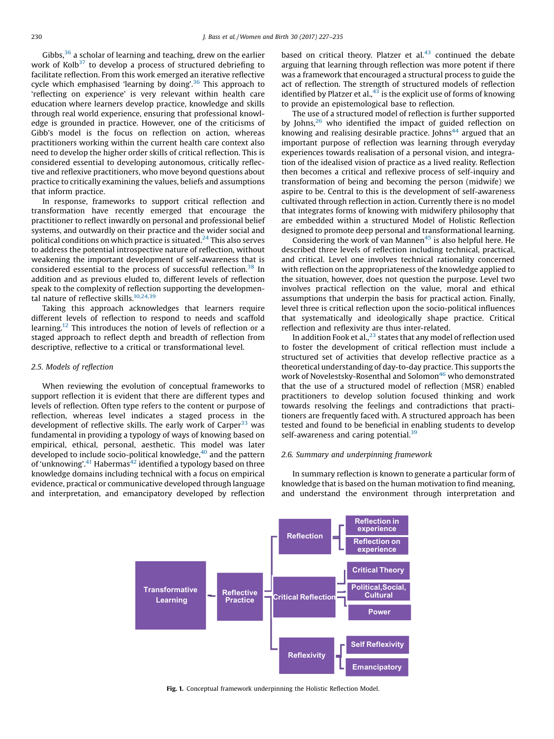Gibbs,[36] a scholar of learning and teaching, drew on the earlier work of Kolb[37] to develop a process of structured debriefing to facilitate reflection. From this work emerged an iterative reflective cycle which emphasised 'learning by doing'.[36] This approach to 'reflecting on experience' is very relevant within health care education where learners develop practice, knowledge and skills through real world experience, ensuring that professional knowledge is grounded in practice. However, one of the criticisms of Gibb's model is the focus on reflection on action, whereas practitioners working within the current health care context also need to develop the higher order skills of critical reflection. This is considered essential to developing autonomous, critically reflective and reflexive practitioners, who move beyond questions about practice to critically examining the values, beliefs and assumptions that inform practice.

In response, frameworks to support critical reflection and transformation have recently emerged that encourage the practitioner to reflect inwardly on personal and professional belief systems, and outwardly on their practice and the wider social and political conditions on which practice is situated.[24] This also serves to address the potential introspective nature of reflection, without weakening the important development of self-awareness that is considered essential to the process of successful reflection.[38] In addition and as previous eluded to, different levels of reflection speak to the complexity of reflection supporting the developmental nature of reflective skills.[10,24,39]

Taking this approach acknowledges that learners require different levels of reflection to respond to needs and scaffold learning.[12] This introduces the notion of levels of reflection or a staged approach to reflect depth and breadth of reflection from descriptive, reflective to a critical or transformational level.

### 2.5. Models of reflection

When reviewing the evolution of conceptual frameworks to support reflection it is evident that there are different types and levels of reflection. Often type refers to the content or purpose of reflection, whereas level indicates a staged process in the development of reflective skills. The early work of Carper[33] was fundamental in providing a typology of ways of knowing based on empirical, ethical, personal, aesthetic. This model was later developed to include socio-political knowledge,[40] and the pattern of 'unknowing'.[41] Habermas[42] identified a typology based on three knowledge domains including technical with a focus on empirical evidence, practical or communicative developed through language and interpretation, and emancipatory developed by reflection based on critical theory. Platzer et al.[43] continued the debate arguing that learning through reflection was more potent if there was a framework that encouraged a structural process to guide the act of reflection. The strength of structured models of reflection identified by Platzer et al.,[43] is the explicit use of forms of knowing to provide an epistemological base to reflection.

The use of a structured model of reflection is further supported by Johns,[26] who identified the impact of guided reflection on knowing and realising desirable practice. Johns[44] argued that an important purpose of reflection was learning through everyday experiences towards realisation of a personal vision, and integration of the idealised vision of practice as a lived reality. Reflection then becomes a critical and reflexive process of self-inquiry and transformation of being and becoming the person (midwife) we aspire to be. Central to this is the development of self-awareness cultivated through reflection in action. Currently there is no model that integrates forms of knowing with midwifery philosophy that are embedded within a structured Model of Holistic Reflection designed to promote deep personal and transformational learning.

Considering the work of van Mannen[45] is also helpful here. He described three levels of reflection including technical, practical, and critical. Level one involves technical rationality concerned with reflection on the appropriateness of the knowledge applied to the situation, however, does not question the purpose. Level two involves practical reflection on the value, moral and ethical assumptions that underpin the basis for practical action. Finally, level three is critical reflection upon the socio-political influences that systematically and ideologically shape practice. Critical reflection and reflexivity are thus inter-related.

In addition Fook et al.,[23] states that any model of reflection used to foster the development of critical reflection must include a structured set of activities that develop reflective practice as a theoretical understanding of day-to-day practice. This supports the work of Novelestsky-Rosenthal and Solomon[46] who demonstrated that the use of a structured model of reflection (MSR) enabled practitioners to develop solution focused thinking and work towards resolving the feelings and contradictions that practitioners are frequently faced with. A structured approach has been tested and found to be beneficial in enabling students to develop self-awareness and caring potential.[39]

### 2.6. Summary and underpinning framework

In summary reflection is known to generate a particular form of knowledge that is based on the human motivation to find meaning, and understand the environment through interpretation and

Transformative Learning – Reflective Practice
- Reflection
  - Reflection in experience
  - Reflection on experience
- Critical Reflection
  - Critical Theory
  - Political, Social, Cultural
  - Power
- Reflexivity
  - Self Reflexivity
  - Emancipatory

**Fig. 1.** Conceptual framework underpinning the Holistic Reflection Model.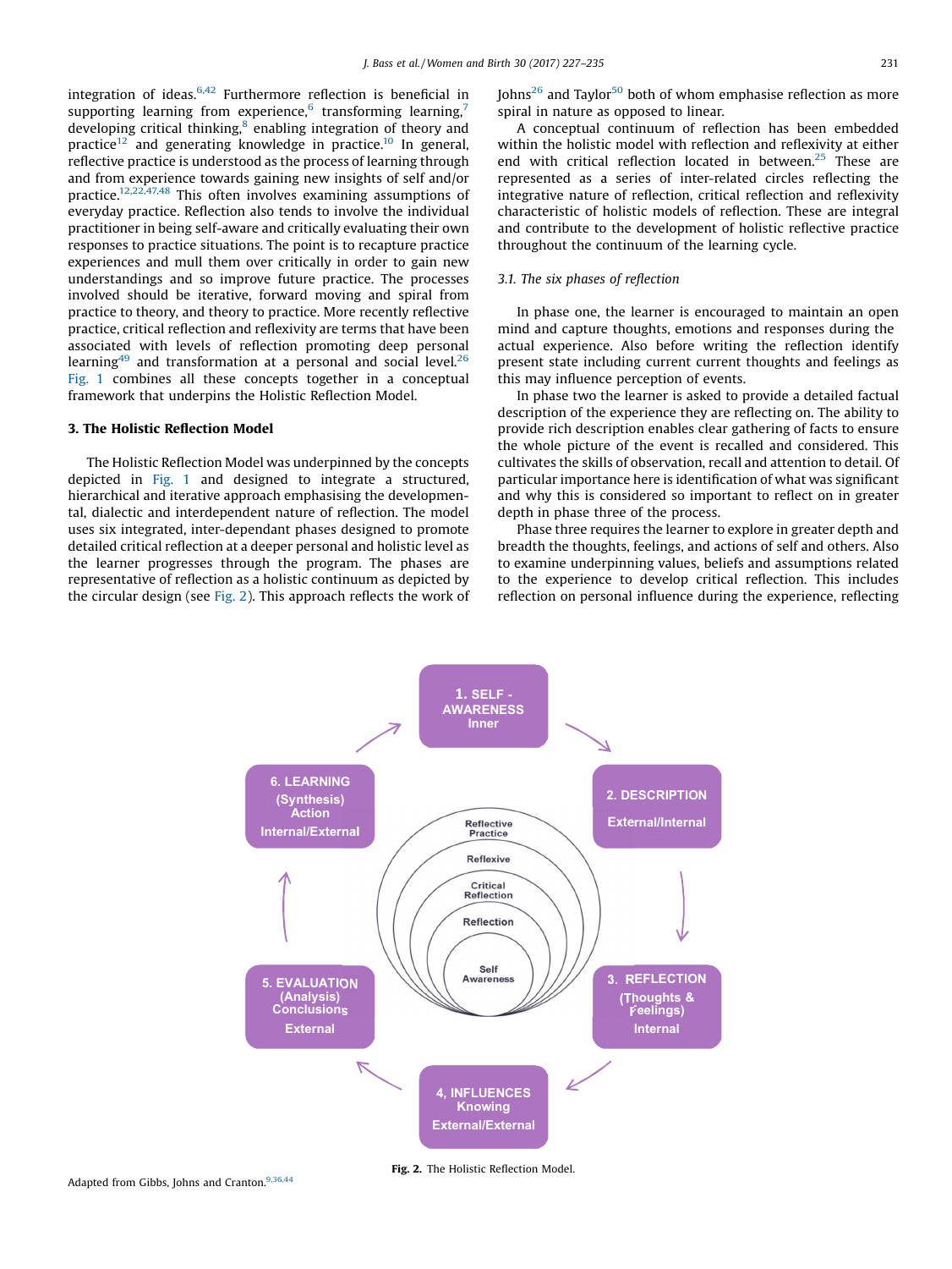integration of ideas.[6,42] Furthermore reflection is beneficial in supporting learning from experience,[6] transforming learning,[7] developing critical thinking,[8] enabling integration of theory and practice[12] and generating knowledge in practice.[10] In general, reflective practice is understood as the process of learning through and from experience towards gaining new insights of self and/or practice.[12,22,47,48] This often involves examining assumptions of everyday practice. Reflection also tends to involve the individual practitioner in being self-aware and critically evaluating their own responses to practice situations. The point is to recapture practice experiences and mull them over critically in order to gain new understandings and so improve future practice. The processes involved should be iterative, forward moving and spiral from practice to theory, and theory to practice. More recently reflective practice, critical reflection and reflexivity are terms that have been associated with levels of reflection promoting deep personal learning[49] and transformation at a personal and social level.[26] Fig. 1 combines all these concepts together in a conceptual framework that underpins the Holistic Reflection Model.

## 3. The Holistic Reflection Model

The Holistic Reflection Model was underpinned by the concepts depicted in Fig. 1 and designed to integrate a structured, hierarchical and iterative approach emphasising the developmental, dialectic and interdependent nature of reflection. The model uses six integrated, inter-dependant phases designed to promote detailed critical reflection at a deeper personal and holistic level as the learner progresses through the program. The phases are representative of reflection as a holistic continuum as depicted by the circular design (see Fig. 2). This approach reflects the work of Johns[26] and Taylor[50] both of whom emphasise reflection as more spiral in nature as opposed to linear.

A conceptual continuum of reflection has been embedded within the holistic model with reflection and reflexivity at either end with critical reflection located in between.[25] These are represented as a series of inter-related circles reflecting the integrative nature of reflection, critical reflection and reflexivity characteristic of holistic models of reflection. These are integral and contribute to the development of holistic reflective practice throughout the continuum of the learning cycle.

### *3.1. The six phases of reflection*

In phase one, the learner is encouraged to maintain an open mind and capture thoughts, emotions and responses during the actual experience. Also before writing the reflection identify present state including current current thoughts and feelings as this may influence perception of events.

In phase two the learner is asked to provide a detailed factual description of the experience they are reflecting on. The ability to provide rich description enables clear gathering of facts to ensure the whole picture of the event is recalled and considered. This cultivates the skills of observation, recall and attention to detail. Of particular importance here is identification of what was significant and why this is considered so important to reflect on in greater depth in phase three of the process.

Phase three requires the learner to explore in greater depth and breadth the thoughts, feelings, and actions of self and others. Also to examine underpinning values, beliefs and assumptions related to the experience to develop critical reflection. This includes reflection on personal influence during the experience, reflecting

1. SELF - AWARENESS Inner

2. DESCRIPTION External/Internal

3. REFLECTION (Thoughts & Feelings) Internal

4, INFLUENCES Knowing External/External

5. EVALUATION (Analysis) Conclusions External

6. LEARNING (Synthesis) Action Internal/External

Reflective Practice — Reflexive — Critical Reflection — Reflection — Self Awareness

Adapted from Gibbs, Johns and Cranton.[9,36,44]

**Fig. 2.** The Holistic Reflection Model.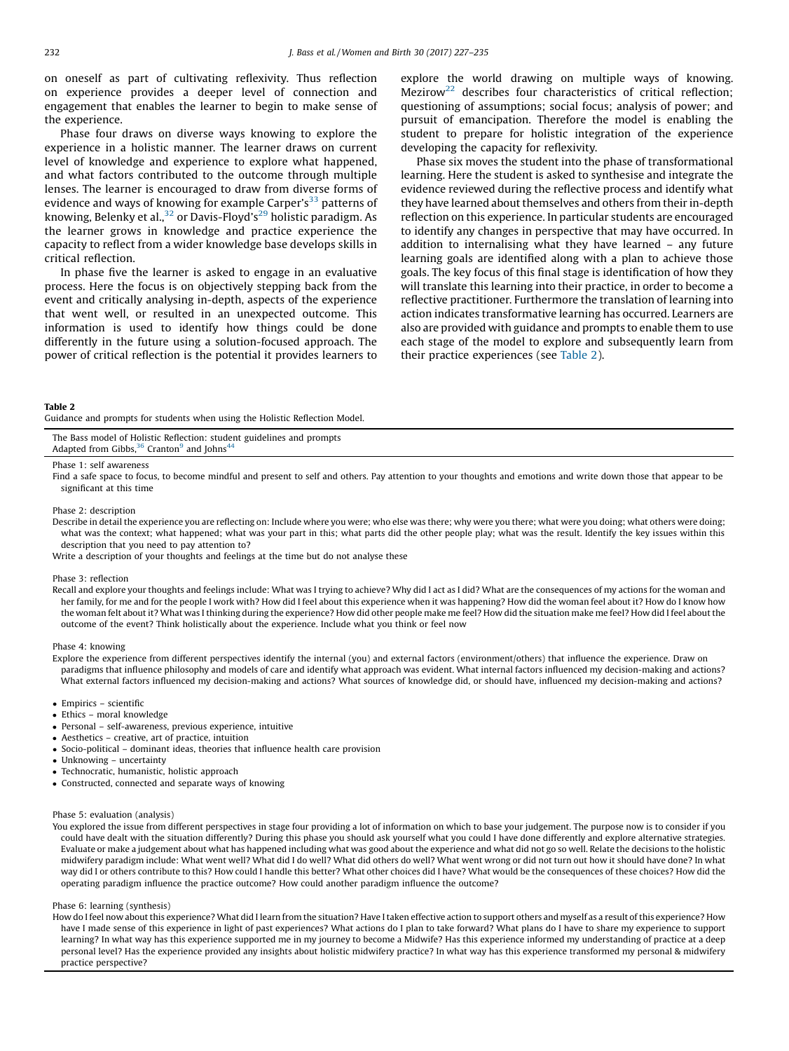on oneself as part of cultivating reflexivity. Thus reflection on experience provides a deeper level of connection and engagement that enables the learner to begin to make sense of the experience.

Phase four draws on diverse ways knowing to explore the experience in a holistic manner. The learner draws on current level of knowledge and experience to explore what happened, and what factors contributed to the outcome through multiple lenses. The learner is encouraged to draw from diverse forms of evidence and ways of knowing for example Carper's[33] patterns of knowing, Belenky et al.,[32] or Davis-Floyd's[29] holistic paradigm. As the learner grows in knowledge and practice experience the capacity to reflect from a wider knowledge base develops skills in critical reflection.

In phase five the learner is asked to engage in an evaluative process. Here the focus is on objectively stepping back from the event and critically analysing in-depth, aspects of the experience that went well, or resulted in an unexpected outcome. This information is used to identify how things could be done differently in the future using a solution-focused approach. The power of critical reflection is the potential it provides learners to explore the world drawing on multiple ways of knowing. Mezirow[22] describes four characteristics of critical reflection; questioning of assumptions; social focus; analysis of power; and pursuit of emancipation. Therefore the model is enabling the student to prepare for holistic integration of the experience developing the capacity for reflexivity.

Phase six moves the student into the phase of transformational learning. Here the student is asked to synthesise and integrate the evidence reviewed during the reflective process and identify what they have learned about themselves and others from their in-depth reflection on this experience. In particular students are encouraged to identify any changes in perspective that may have occurred. In addition to internalising what they have learned – any future learning goals are identified along with a plan to achieve those goals. The key focus of this final stage is identification of how they will translate this learning into their practice, in order to become a reflective practitioner. Furthermore the translation of learning into action indicates transformative learning has occurred. Learners are also are provided with guidance and prompts to enable them to use each stage of the model to explore and subsequently learn from their practice experiences (see Table 2).

**Table 2**
Guidance and prompts for students when using the Holistic Reflection Model.

| The Bass model of Holistic Reflection: student guidelines and prompts<br>Adapted from Gibbs,[36] Cranton[9] and Johns[44] |
|---|
| Phase 1: self awareness<br>Find a safe space to focus, to become mindful and present to self and others. Pay attention to your thoughts and emotions and write down those that appear to be significant at this time |
| Phase 2: description<br>Describe in detail the experience you are reflecting on: Include where you were; who else was there; why were you there; what were you doing; what others were doing; what was the context; what happened; what was your part in this; what parts did the other people play; what was the result. Identify the key issues within this description that you need to pay attention to?<br>Write a description of your thoughts and feelings at the time but do not analyse these |
| Phase 3: reflection<br>Recall and explore your thoughts and feelings include: What was I trying to achieve? Why did I act as I did? What are the consequences of my actions for the woman and her family, for me and for the people I work with? How did I feel about this experience when it was happening? How did the woman feel about it? How do I know how the woman felt about it? What was I thinking during the experience? How did other people make me feel? How did the situation make me feel? How did I feel about the outcome of the event? Think holistically about the experience. Include what you think or feel now |
| Phase 4: knowing<br>Explore the experience from different perspectives identify the internal (you) and external factors (environment/others) that influence the experience. Draw on paradigms that influence philosophy and models of care and identify what approach was evident. What internal factors influenced my decision-making and actions? What external factors influenced my decision-making and actions? What sources of knowledge did, or should have, influenced my decision-making and actions?<br>• Empirics – scientific<br>• Ethics – moral knowledge<br>• Personal – self-awareness, previous experience, intuitive<br>• Aesthetics – creative, art of practice, intuition<br>• Socio-political – dominant ideas, theories that influence health care provision<br>• Unknowing – uncertainty<br>• Technocratic, humanistic, holistic approach<br>• Constructed, connected and separate ways of knowing |
| Phase 5: evaluation (analysis)<br>You explored the issue from different perspectives in stage four providing a lot of information on which to base your judgement. The purpose now is to consider if you could have dealt with the situation differently? During this phase you should ask yourself what you could I have done differently and explore alternative strategies. Evaluate or make a judgement about what has happened including what was good about the experience and what did not go so well. Relate the decisions to the holistic midwifery paradigm include: What went well? What did I do well? What did others do well? What went wrong or did not turn out how it should have done? In what way did I or others contribute to this? How could I handle this better? What other choices did I have? What would be the consequences of these choices? How did the operating paradigm influence the practice outcome? How could another paradigm influence the outcome? |
| Phase 6: learning (synthesis)<br>How do I feel now about this experience? What did I learn from the situation? Have I taken effective action to support others and myself as a result of this experience? How have I made sense of this experience in light of past experiences? What actions do I plan to take forward? What plans do I have to share my experience to support learning? In what way has this experience supported me in my journey to become a Midwife? Has this experience informed my understanding of practice at a deep personal level? Has the experience provided any insights about holistic midwifery practice? In what way has this experience transformed my personal & midwifery practice perspective? |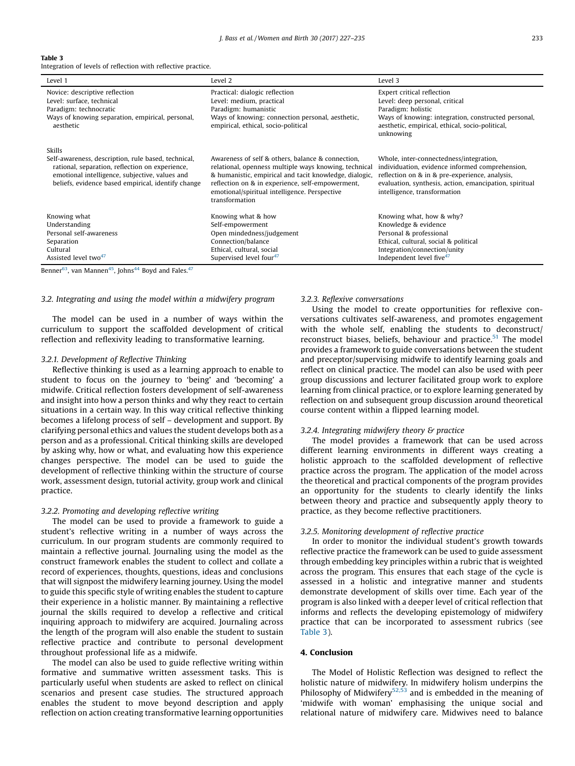**Table 3**
Integration of levels of reflection with reflective practice.

| Level 1 | Level 2 | Level 3 |
|---|---|---|
| Novice: descriptive reflection<br>Level: surface, technical<br>Paradigm: technocratic<br>Ways of knowing separation, empirical, personal, aesthetic | Practical: dialogic reflection<br>Level: medium, practical<br>Paradigm: humanistic<br>Ways of knowing: connection personal, aesthetic, empirical, ethical, socio-political | Expert critical reflection<br>Level: deep personal, critical<br>Paradigm: holistic<br>Ways of knowing: integration, constructed personal, aesthetic, empirical, ethical, socio-political, unknowing |
| Skills<br>Self-awareness, description, rule based, technical, rational, separation, reflection on experience, emotional intelligence, subjective, values and beliefs, evidence based empirical, identify change | Awareness of self & others, balance & connection, relational, openness multiple ways knowing, technical & humanistic, empirical and tacit knowledge, dialogic, reflection on & in experience, self-empowerment, emotional/spiritual intelligence. Perspective transformation | Whole, inter-connectedness/integration, individuation, evidence informed comprehension, reflection on & in & pre-experience, analysis, evaluation, synthesis, action, emancipation, spiritual intelligence, transformation |
| Knowing what<br>Understanding<br>Personal self-awareness<br>Separation<br>Cultural<br>Assisted level two[47] | Knowing what & how<br>Self-empowerment<br>Open mindedness/judgement<br>Connection/balance<br>Ethical, cultural, social<br>Supervised level four[47] | Knowing what, how & why?<br>Knowledge & evidence<br>Personal & professional<br>Ethical, cultural, social & political<br>Integration/connection/unity<br>Independent level five[47] |

Benner[63], van Mannen[45], Johns[44] Boyd and Fales.[47]

### 3.2. Integrating and using the model within a midwifery program

The model can be used in a number of ways within the curriculum to support the scaffolded development of critical reflection and reflexivity leading to transformative learning.

#### 3.2.1. Development of Reflective Thinking

Reflective thinking is used as a learning approach to enable to student to focus on the journey to 'being' and 'becoming' a midwife. Critical reflection fosters development of self-awareness and insight into how a person thinks and why they react to certain situations in a certain way. In this way critical reflective thinking becomes a lifelong process of self – development and support. By clarifying personal ethics and values the student develops both as a person and as a professional. Critical thinking skills are developed by asking why, how or what, and evaluating how this experience changes perspective. The model can be used to guide the development of reflective thinking within the structure of course work, assessment design, tutorial activity, group work and clinical practice.

#### 3.2.2. Promoting and developing reflective writing

The model can be used to provide a framework to guide a student's reflective writing in a number of ways across the curriculum. In our program students are commonly required to maintain a reflective journal. Journaling using the model as the construct framework enables the student to collect and collate a record of experiences, thoughts, questions, ideas and conclusions that will signpost the midwifery learning journey. Using the model to guide this specific style of writing enables the student to capture their experience in a holistic manner. By maintaining a reflective journal the skills required to develop a reflective and critical inquiring approach to midwifery are acquired. Journaling across the length of the program will also enable the student to sustain reflective practice and contribute to personal development throughout professional life as a midwife.

The model can also be used to guide reflective writing within formative and summative written assessment tasks. This is particularly useful when students are asked to reflect on clinical scenarios and present case studies. The structured approach enables the student to move beyond description and apply reflection on action creating transformative learning opportunities

#### 3.2.3. Reflexive conversations

Using the model to create opportunities for reflexive conversations cultivates self-awareness, and promotes engagement with the whole self, enabling the students to deconstruct/reconstruct biases, beliefs, behaviour and practice.[51] The model provides a framework to guide conversations between the student and preceptor/supervising midwife to identify learning goals and reflect on clinical practice. The model can also be used with peer group discussions and lecturer facilitated group work to explore learning from clinical practice, or to explore learning generated by reflection on and subsequent group discussion around theoretical course content within a flipped learning model.

#### 3.2.4. Integrating midwifery theory & practice

The model provides a framework that can be used across different learning environments in different ways creating a holistic approach to the scaffolded development of reflective practice across the program. The application of the model across the theoretical and practical components of the program provides an opportunity for the students to clearly identify the links between theory and practice and subsequently apply theory to practice, as they become reflective practitioners.

#### 3.2.5. Monitoring development of reflective practice

In order to monitor the individual student's growth towards reflective practice the framework can be used to guide assessment through embedding key principles within a rubric that is weighted across the program. This ensures that each stage of the cycle is assessed in a holistic and integrative manner and students demonstrate development of skills over time. Each year of the program is also linked with a deeper level of critical reflection that informs and reflects the developing epistemology of midwifery practice that can be incorporated to assessment rubrics (see Table 3).

## 4. Conclusion

The Model of Holistic Reflection was designed to reflect the holistic nature of midwifery. In midwifery holism underpins the Philosophy of Midwifery[52,53] and is embedded in the meaning of 'midwife with woman' emphasising the unique social and relational nature of midwifery care. Midwives need to balance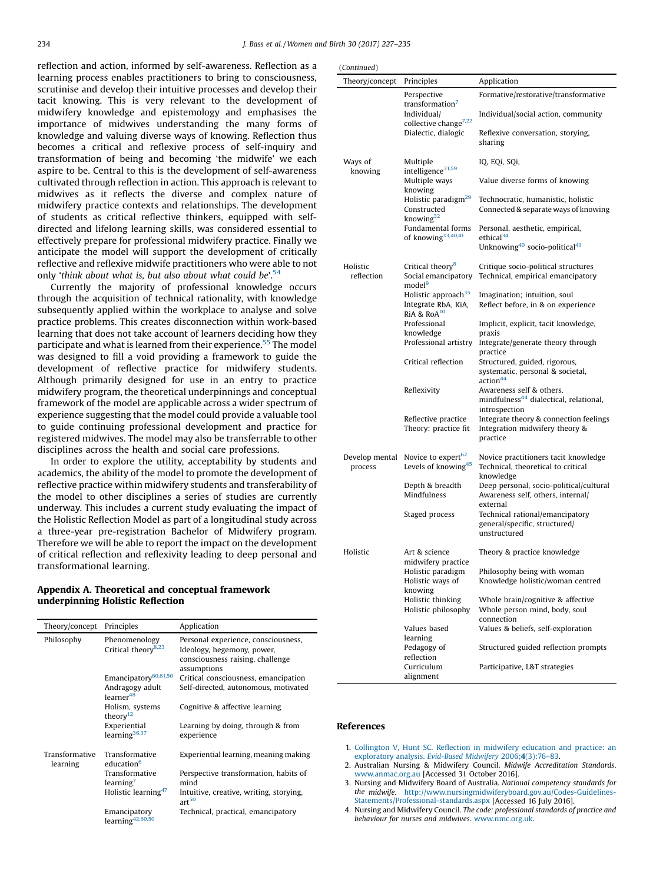reflection and action, informed by self-awareness. Reflection as a learning process enables practitioners to bring to consciousness, scrutinise and develop their intuitive processes and develop their tacit knowing. This is very relevant to the development of midwifery knowledge and epistemology and emphasises the importance of midwives understanding the many forms of knowledge and valuing diverse ways of knowing. Reflection thus becomes a critical and reflexive process of self-inquiry and transformation of being and becoming 'the midwife' we each aspire to be. Central to this is the development of self-awareness cultivated through reflection in action. This approach is relevant to midwives as it reflects the diverse and complex nature of midwifery practice contexts and relationships. The development of students as critical reflective thinkers, equipped with self-directed and lifelong learning skills, was considered essential to effectively prepare for professional midwifery practice. Finally we anticipate the model will support the development of critically reflective and reflexive midwife practitioners who were able to not only '*think about what is, but also about what could be*'.[54]

Currently the majority of professional knowledge occurs through the acquisition of technical rationality, with knowledge subsequently applied within the workplace to analyse and solve practice problems. This creates disconnection within work-based learning that does not take account of learners deciding how they participate and what is learned from their experience.[55] The model was designed to fill a void providing a framework to guide the development of reflective practice for midwifery students. Although primarily designed for use in an entry to practice midwifery program, the theoretical underpinnings and conceptual framework of the model are applicable across a wider spectrum of experience suggesting that the model could provide a valuable tool to guide continuing professional development and practice for registered midwives. The model may also be transferrable to other disciplines across the health and social care professions.

In order to explore the utility, acceptability by students and academics, the ability of the model to promote the development of reflective practice within midwifery students and transferability of the model to other disciplines a series of studies are currently underway. This includes a current study evaluating the impact of the Holistic Reflection Model as part of a longitudinal study across a three-year pre-registration Bachelor of Midwifery program. Therefore we will be able to report the impact on the development of critical reflection and reflexivity leading to deep personal and transformational learning.

## Appendix A. Theoretical and conceptual framework underpinning Holistic Reflection

| Theory/concept | Principles | Application |
|---|---|---|
| Philosophy | Phenomenology | Personal experience, consciousness, |
| | Critical theory[8,23] | Ideology, hegemony, power, consciousness raising, challenge assumptions |
| | Emancipatory[60,61,50] | Critical consciousness, emancipation |
| | Andragogy adult learner[48] | Self-directed, autonomous, motivated |
| | Holism, systems theory[12] | Cognitive & affective learning |
| | Experiential learning[36,37] | Learning by doing, through & from experience |
| Transformative learning | Transformative education[6] | Experiential learning, meaning making |
| | Transformative learning[7] | Perspective transformation, habits of mind |
| | Holistic learning[47] | Intuitive, creative, writing, storying, art[50] |
| | Emancipatory learning[42,60,50] | Technical, practical, emancipatory |
| | Perspective transformation[7] | Formative/restorative/transformative |
| | Individual/ collective change[7,22] | Individual/social action, community |
| | Dialectic, dialogic | Reflexive conversation, storying, sharing |
| Ways of knowing | Multiple intelligence[31,59] | IQ, EQi, SQi, |
| | Multiple ways knowing | Value diverse forms of knowing |
| | Holistic paradigm[29] | Technocratic, humanistic, holistic |
| | Constructed knowing[32] | Connected & separate ways of knowing |
| | Fundamental forms of knowing[33,40,41] | Personal, aesthetic, empirical, ethical[34] Unknowing[40] socio-political[41] |
| Holistic reflection | Critical theory[8] | Critique socio-political structures |
| | Social emancipatory model[9] | Technical, empirical emancipatory |
| | Holistic approach[35] | Imagination; intuition, soul |
| | Integrate RbA, KiA, RiA & RoA[10] | Reflect before, in & on experience |
| | Professional knowledge | Implicit, explicit, tacit knowledge, praxis |
| | Professional artistry | Integrate/generate theory through practice |
| | Critical reflection | Structured, guided, rigorous, systematic, personal & societal, action[44] |
| | Reflexivity | Awareness self & others, mindfulness[44] dialectical, relational, introspection |
| | Reflective practice | Integrate theory & connection feelings |
| | Theory: practice fit | Integration midwifery theory & practice |
| Develop mental process | Novice to expert[62] | Novice practitioners tacit knowledge |
| | Levels of knowing[45] | Technical, theoretical to critical knowledge |
| | Depth & breadth | Deep personal, socio-political/cultural |
| | Mindfulness | Awareness self, others, internal/ external |
| | Staged process | Technical rational/emancipatory general/specific, structured/ unstructured |
| Holistic | Art & science midwifery practice | Theory & practice knowledge |
| | Holistic paradigm | Philosophy being with woman |
| | Holistic ways of knowing | Knowledge holistic/woman centred |
| | Holistic thinking | Whole brain/cognitive & affective |
| | Holistic philosophy | Whole person mind, body, soul connection |
| | Values based learning | Values & beliefs, self-exploration |
| | Pedagogy of reflection | Structured guided reflection prompts |
| | Curriculum alignment | Participative, L&T strategies |

## References

1. Collington V, Hunt SC. Reflection in midwifery education and practice: an exploratory analysis. *Evid-Based Midwifery* 2006;**4**(3):76–83.
2. Australian Nursing & Midwifery Council. *Midwife Accreditation Standards*. www.anmac.org.au [Accessed 31 October 2016].
3. Nursing and Midwifery Board of Australia. *National competency standards for the midwife*. http://www.nursingmidwiferyboard.gov.au/Codes-Guidelines-Statements/Professional-standards.aspx [Accessed 16 July 2016].
4. Nursing and Midwifery Council. *The code: professional standards of practice and behaviour for nurses and midwives*. www.nmc.org.uk.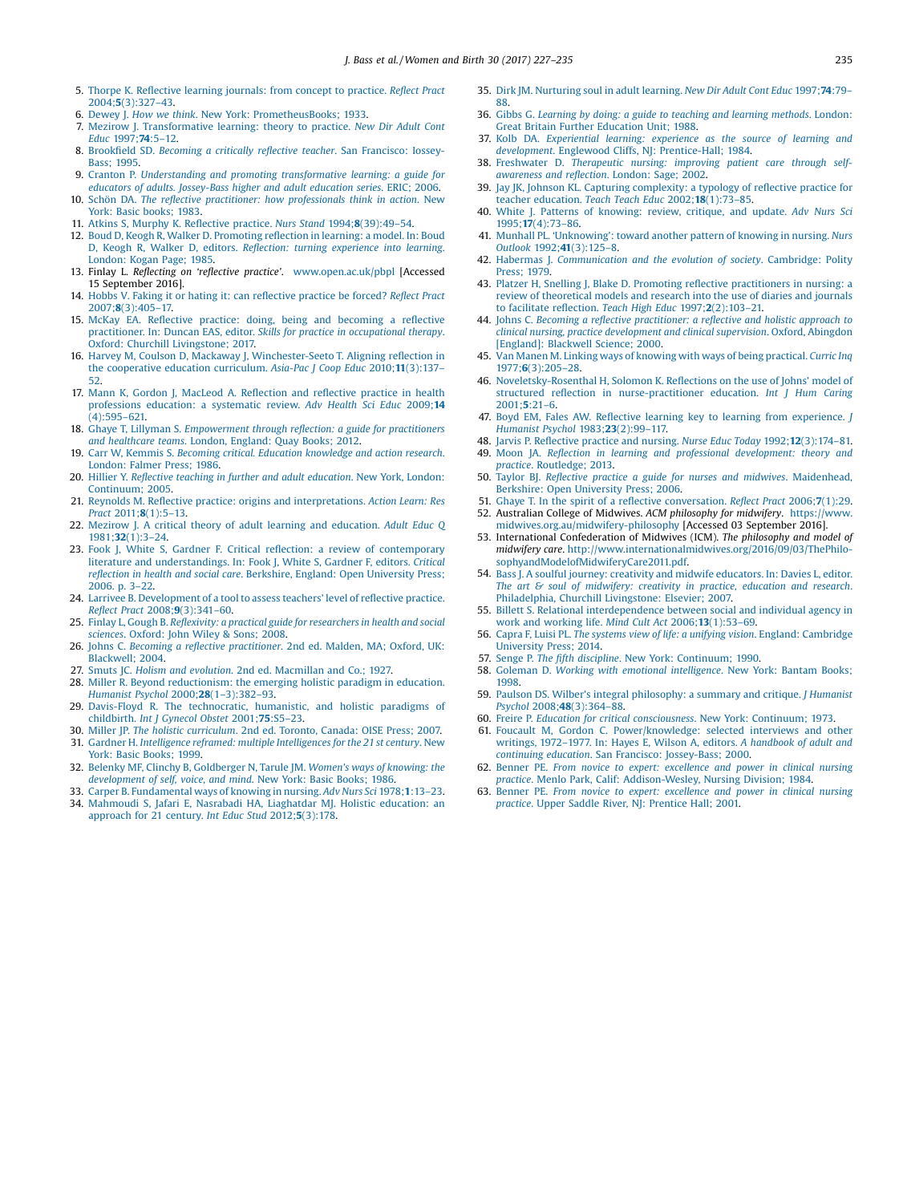5. Thorpe K. Reflective learning journals: from concept to practice. *Reflect Pract* 2004;**5**(3):327–43.
6. Dewey J. *How we think*. New York: PrometheusBooks; 1933.
7. Mezirow J. Transformative learning: theory to practice. *New Dir Adult Cont Educ* 1997;**74**:5–12.
8. Brookfield SD. *Becoming a critically reflective teacher*. San Francisco: Iossey-Bass; 1995.
9. Cranton P. *Understanding and promoting transformative learning: a guide for educators of adults. Jossey-Bass higher and adult education series*. ERIC; 2006.
10. Schön DA. *The reflective practitioner: how professionals think in action*. New York: Basic books; 1983.
11. Atkins S, Murphy K. Reflective practice. *Nurs Stand* 1994;**8**(39):49–54.
12. Boud D, Keogh R, Walker D. Promoting reflection in learning: a model. In: Boud D, Keogh R, Walker D, editors. *Reflection: turning experience into learning*. London: Kogan Page; 1985.
13. Finlay L. *Reflecting on 'reflective practice'*. www.open.ac.uk/pbpl [Accessed 15 September 2016].
14. Hobbs V. Faking it or hating it: can reflective practice be forced? *Reflect Pract* 2007;**8**(3):405–17.
15. McKay EA. Reflective practice: doing, being and becoming a reflective practitioner. In: Duncan EAS, editor. *Skills for practice in occupational therapy*. Oxford: Churchill Livingstone; 2017.
16. Harvey M, Coulson D, Mackaway J, Winchester-Seeto T. Aligning reflection in the cooperative education curriculum. *Asia-Pac J Coop Educ* 2010;**11**(3):137–52.
17. Mann K, Gordon J, MacLeod A. Reflection and reflective practice in health professions education: a systematic review. *Adv Health Sci Educ* 2009;**14**(4):595–621.
18. Ghaye T, Lillyman S. *Empowerment through reflection: a guide for practitioners and healthcare teams*. London, England: Quay Books; 2012.
19. Carr W, Kemmis S. *Becoming critical. Education knowledge and action research*. London: Falmer Press; 1986.
20. Hillier Y. *Reflective teaching in further and adult education*. New York, London: Continuum; 2005.
21. Reynolds M. Reflective practice: origins and interpretations. *Action Learn: Res Pract* 2011;**8**(1):5–13.
22. Mezirow J. A critical theory of adult learning and education. *Adult Educ Q* 1981;**32**(1):3–24.
23. Fook J, White S, Gardner F. Critical reflection: a review of contemporary literature and understandings. In: Fook J, White S, Gardner F, editors. *Critical reflection in health and social care*. Berkshire, England: Open University Press; 2006. p. 3–22.
24. Larrivee B. Development of a tool to assess teachers' level of reflective practice. *Reflect Pract* 2008;**9**(3):341–60.
25. Finlay L, Gough B. *Reflexivity: a practical guide for researchers in health and social sciences*. Oxford: John Wiley & Sons; 2008.
26. Johns C. *Becoming a reflective practitioner*. 2nd ed. Malden, MA; Oxford, UK: Blackwell; 2004.
27. Smuts JC. *Holism and evolution*. 2nd ed. Macmillan and Co.; 1927.
28. Miller R. Beyond reductionism: the emerging holistic paradigm in education. *Humanist Psychol* 2000;**28**(1–3):382–93.
29. Davis-Floyd R. The technocratic, humanistic, and holistic paradigms of childbirth. *Int J Gynecol Obstet* 2001;**75**:S5–23.
30. Miller JP. *The holistic curriculum*. 2nd ed. Toronto, Canada: OISE Press; 2007.
31. Gardner H. *Intelligence reframed: multiple Intelligences for the 21 st century*. New York: Basic Books; 1999.
32. Belenky MF, Clinchy B, Goldberger N, Tarule JM. *Women's ways of knowing: the development of self, voice, and mind*. New York: Basic Books; 1986.
33. Carper B. Fundamental ways of knowing in nursing. *Adv Nurs Sci* 1978;**1**:13–23.
34. Mahmoudi S, Jafari E, Nasrabadi HA, Liaghatdar MJ. Holistic education: an approach for 21 century. *Int Educ Stud* 2012;**5**(3):178.
35. Dirk JM. Nurturing soul in adult learning. *New Dir Adult Cont Educ* 1997;**74**:79–88.
36. Gibbs G. *Learning by doing: a guide to teaching and learning methods*. London: Great Britain Further Education Unit; 1988.
37. Kolb DA. *Experiential learning: experience as the source of learning and development*. Englewood Cliffs, NJ: Prentice-Hall; 1984.
38. Freshwater D. *Therapeutic nursing: improving patient care through self-awareness and reflection*. London: Sage; 2002.
39. Jay JK, Johnson KL. Capturing complexity: a typology of reflective practice for teacher education. *Teach Teach Educ* 2002;**18**(1):73–85.
40. White J. Patterns of knowing: review, critique, and update. *Adv Nurs Sci* 1995;**17**(4):73–86.
41. Munhall PL. 'Unknowing': toward another pattern of knowing in nursing. *Nurs Outlook* 1992;**41**(3):125–8.
42. Habermas J. *Communication and the evolution of society*. Cambridge: Polity Press; 1979.
43. Platzer H, Snelling J, Blake D. Promoting reflective practitioners in nursing: a review of theoretical models and research into the use of diaries and journals to facilitate reflection. *Teach High Educ* 1997;**2**(2):103–21.
44. Johns C. *Becoming a reflective practitioner: a reflective and holistic approach to clinical nursing, practice development and clinical supervision*. Oxford, Abingdon [England]: Blackwell Science; 2000.
45. Van Manen M. Linking ways of knowing with ways of being practical. *Curric Inq* 1977;**6**(3):205–28.
46. Noveletsky-Rosenthal H, Solomon K. Reflections on the use of Johns' model of structured reflection in nurse-practitioner education. *Int J Hum Caring* 2001;**5**:21–6.
47. Boyd EM, Fales AW. Reflective learning key to learning from experience. *J Humanist Psychol* 1983;**23**(2):99–117.
48. Jarvis P. Reflective practice and nursing. *Nurse Educ Today* 1992;**12**(3):174–81.
49. Moon JA. *Reflection in learning and professional development: theory and practice*. Routledge; 2013.
50. Taylor BJ. *Reflective practice a guide for nurses and midwives*. Maidenhead, Berkshire: Open University Press; 2006.
51. Ghaye T. In the spirit of a reflective conversation. *Reflect Pract* 2006;**7**(1):29.
52. Australian College of Midwives. *ACM philosophy for midwifery*. https://www.midwives.org.au/midwifery-philosophy [Accessed 03 September 2016].
53. International Confederation of Midwives (ICM). *The philosophy and model of midwifery care*. http://www.internationalmidwives.org/2016/09/03/ThePhilosophyandModelofMidwiferyCare2011.pdf.
54. Bass J. A soulful journey: creativity and midwife educators. In: Davies L, editor. *The art & soul of midwifery: creativity in practice, education and research*. Philadelphia, Churchill Livingstone: Elsevier; 2007.
55. Billett S. Relational interdependence between social and individual agency in work and working life. *Mind Cult Act* 2006;**13**(1):53–69.
56. Capra F, Luisi PL. *The systems view of life: a unifying vision*. England: Cambridge University Press; 2014.
57. Senge P. *The fifth discipline*. New York: Continuum; 1990.
58. Goleman D. *Working with emotional intelligence*. New York: Bantam Books; 1998.
59. Paulson DS. Wilber's integral philosophy: a summary and critique. *J Humanist Psychol* 2008;**48**(3):364–88.
60. Freire P. *Education for critical consciousness*. New York: Continuum; 1973.
61. Foucault M, Gordon C. Power/knowledge: selected interviews and other writings, 1972–1977. In: Hayes E, Wilson A, editors. *A handbook of adult and continuing education*. San Francisco: Jossey-Bass; 2000.
62. Benner PE. *From novice to expert: excellence and power in clinical nursing practice*. Menlo Park, Calif: Addison-Wesley, Nursing Division; 1984.
63. Benner PE. *From novice to expert: excellence and power in clinical nursing practice*. Upper Saddle River, NJ: Prentice Hall; 2001.